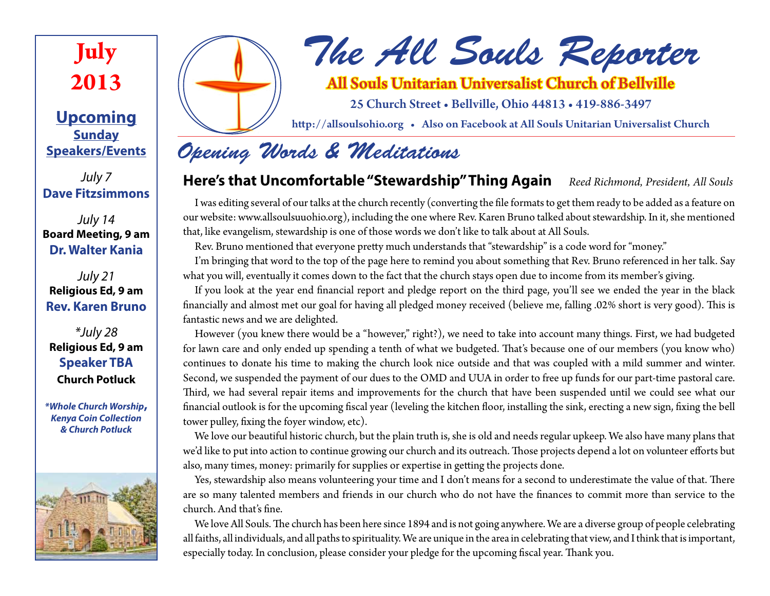# The All Souls Reporter

**All Souls Unitarian Universalist Church of Bellville**

25 Church Street • Bellville, Ohio 44813 • 419-886-3497

http://allsoulsohio.org • Also on Facebook at All Souls Unitarian Universalist Church

**July 2013**

## Upcoming Sunday Speakers/Events

*July 7*
**Dave Fitzsimmons**

*July 14*
**Board Meeting, 9 am**
**Dr. Walter Kania**

*July 21*
**Religious Ed, 9 am**
**Rev. Karen Bruno**

*\*July 28*
**Religious Ed, 9 am**
**Speaker TBA**
**Church Potluck**

***Whole Church Worship, Kenya Coin Collection & Church Potluck***

## Opening Words & Meditations

### Here's that Uncomfortable "Stewardship" Thing Again

*Reed Richmond, President, All Souls*

I was editing several of our talks at the church recently (converting the file formats to get them ready to be added as a feature on our website: www.allsoulsuuohio.org), including the one where Rev. Karen Bruno talked about stewardship. In it, she mentioned that, like evangelism, stewardship is one of those words we don't like to talk about at All Souls.

Rev. Bruno mentioned that everyone pretty much understands that "stewardship" is a code word for "money."

I'm bringing that word to the top of the page here to remind you about something that Rev. Bruno referenced in her talk. Say what you will, eventually it comes down to the fact that the church stays open due to income from its member's giving.

If you look at the year end financial report and pledge report on the third page, you'll see we ended the year in the black financially and almost met our goal for having all pledged money received (believe me, falling .02% short is very good). This is fantastic news and we are delighted.

However (you knew there would be a "however," right?), we need to take into account many things. First, we had budgeted for lawn care and only ended up spending a tenth of what we budgeted. That's because one of our members (you know who) continues to donate his time to making the church look nice outside and that was coupled with a mild summer and winter. Second, we suspended the payment of our dues to the OMD and UUA in order to free up funds for our part-time pastoral care. Third, we had several repair items and improvements for the church that have been suspended until we could see what our financial outlook is for the upcoming fiscal year (leveling the kitchen floor, installing the sink, erecting a new sign, fixing the bell tower pulley, fixing the foyer window, etc).

We love our beautiful historic church, but the plain truth is, she is old and needs regular upkeep. We also have many plans that we'd like to put into action to continue growing our church and its outreach. Those projects depend a lot on volunteer efforts but also, many times, money: primarily for supplies or expertise in getting the projects done.

Yes, stewardship also means volunteering your time and I don't means for a second to underestimate the value of that. There are so many talented members and friends in our church who do not have the finances to commit more than service to the church. And that's fine.

We love All Souls. The church has been here since 1894 and is not going anywhere. We are a diverse group of people celebrating all faiths, all individuals, and all paths to spirituality. We are unique in the area in celebrating that view, and I think that is important, especially today. In conclusion, please consider your pledge for the upcoming fiscal year. Thank you.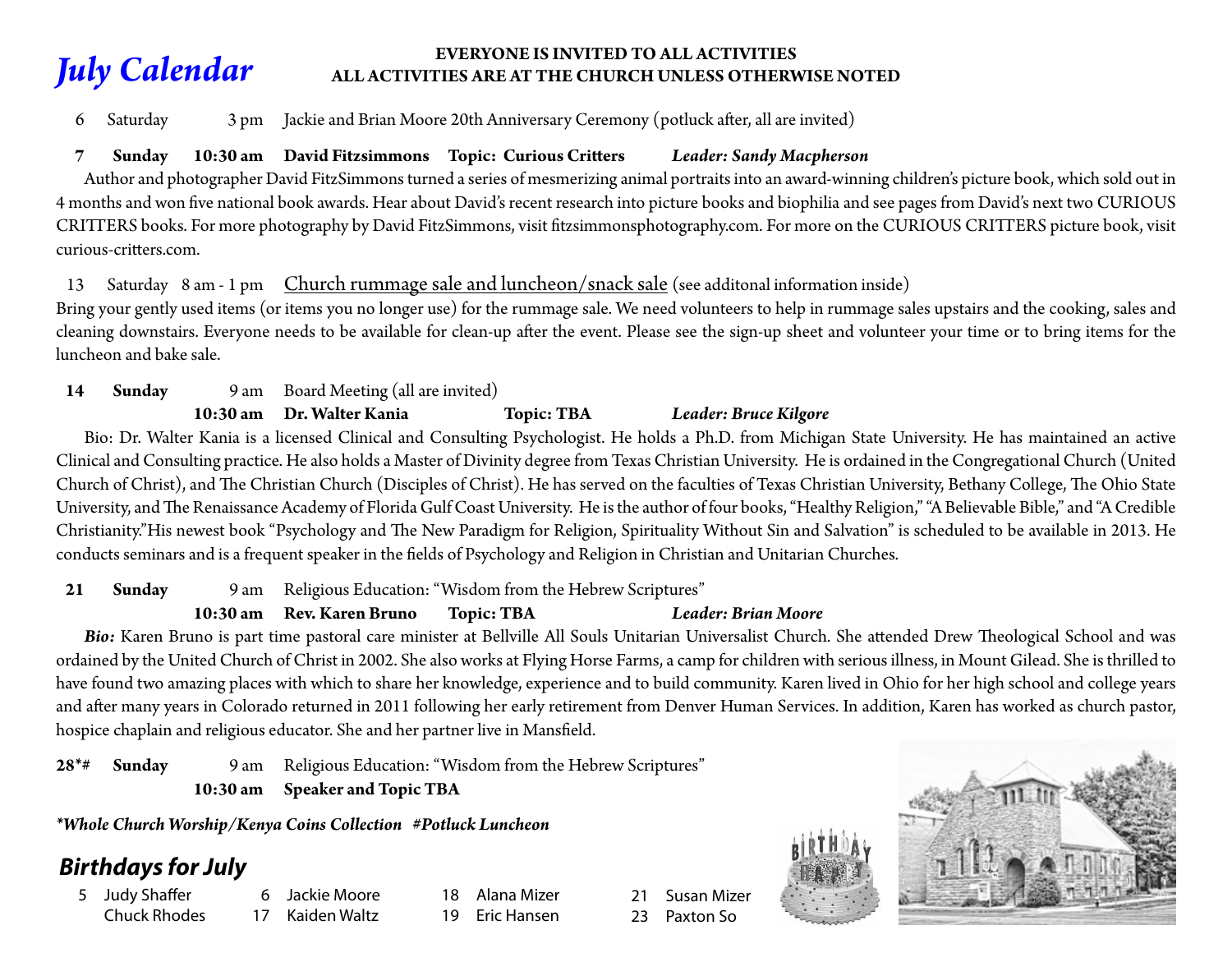# July Calendar

**EVERYONE IS INVITED TO ALL ACTIVITIES**
**ALL ACTIVITIES ARE AT THE CHURCH UNLESS OTHERWISE NOTED**

6 Saturday 3 pm Jackie and Brian Moore 20th Anniversary Ceremony (potluck after, all are invited)

**7 Sunday 10:30 am David Fitzsimmons Topic: Curious Critters** ***Leader: Sandy Macpherson***

Author and photographer David FitzSimmons turned a series of mesmerizing animal portraits into an award-winning children's picture book, which sold out in 4 months and won five national book awards. Hear about David's recent research into picture books and biophilia and see pages from David's next two CURIOUS CRITTERS books. For more photography by David FitzSimmons, visit fitzsimmonsphotography.com. For more on the CURIOUS CRITTERS picture book, visit curious-critters.com.

13 Saturday 8 am - 1 pm Church rummage sale and luncheon/snack sale (see additonal information inside)

Bring your gently used items (or items you no longer use) for the rummage sale. We need volunteers to help in rummage sales upstairs and the cooking, sales and cleaning downstairs. Everyone needs to be available for clean-up after the event. Please see the sign-up sheet and volunteer your time or to bring items for the luncheon and bake sale.

**14 Sunday** 9 am Board Meeting (all are invited)
**10:30 am Dr. Walter Kania Topic: TBA** ***Leader: Bruce Kilgore***

Bio: Dr. Walter Kania is a licensed Clinical and Consulting Psychologist. He holds a Ph.D. from Michigan State University. He has maintained an active Clinical and Consulting practice. He also holds a Master of Divinity degree from Texas Christian University. He is ordained in the Congregational Church (United Church of Christ), and The Christian Church (Disciples of Christ). He has served on the faculties of Texas Christian University, Bethany College, The Ohio State University, and The Renaissance Academy of Florida Gulf Coast University. He is the author of four books, "Healthy Religion," "A Believable Bible," and "A Credible Christianity."His newest book "Psychology and The New Paradigm for Religion, Spirituality Without Sin and Salvation" is scheduled to be available in 2013. He conducts seminars and is a frequent speaker in the fields of Psychology and Religion in Christian and Unitarian Churches.

**21 Sunday** 9 am Religious Education: "Wisdom from the Hebrew Scriptures"
**10:30 am Rev. Karen Bruno Topic: TBA** ***Leader: Brian Moore***

***Bio:*** Karen Bruno is part time pastoral care minister at Bellville All Souls Unitarian Universalist Church. She attended Drew Theological School and was ordained by the United Church of Christ in 2002. She also works at Flying Horse Farms, a camp for children with serious illness, in Mount Gilead. She is thrilled to have found two amazing places with which to share her knowledge, experience and to build community. Karen lived in Ohio for her high school and college years and after many years in Colorado returned in 2011 following her early retirement from Denver Human Services. In addition, Karen has worked as church pastor, hospice chaplain and religious educator. She and her partner live in Mansfield.

**28*# Sunday** 9 am Religious Education: "Wisdom from the Hebrew Scriptures"
**10:30 am Speaker and Topic TBA**

***\*Whole Church Worship/Kenya Coins Collection #Potluck Luncheon***

## Birthdays for July

- 5 Judy Shaffer
- Chuck Rhodes
- 6 Jackie Moore
- 17 Kaiden Waltz
- 18 Alana Mizer
- 19 Eric Hansen
- 21 Susan Mizer
- 23 Paxton So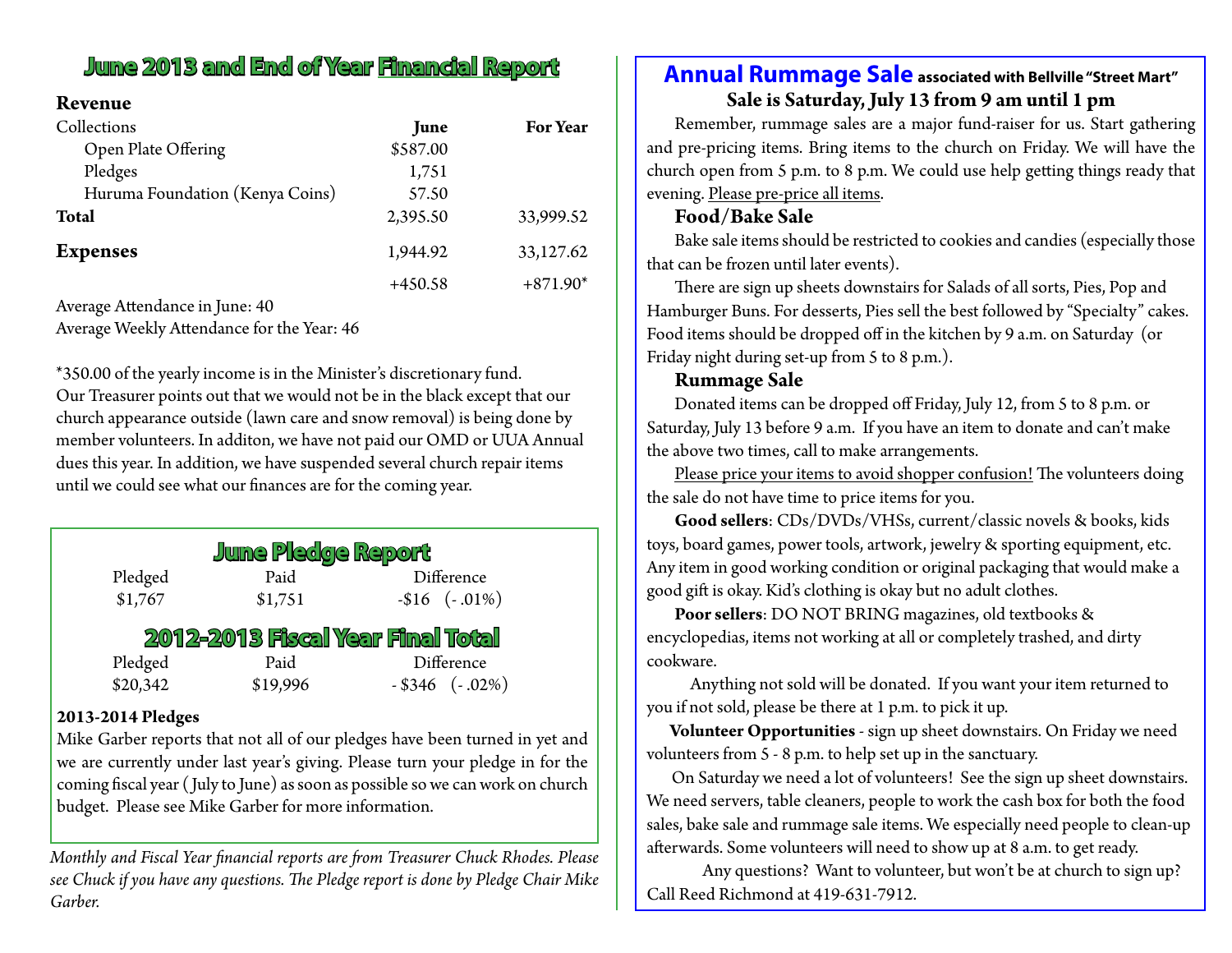## June 2013 and End of Year Financial Report

**Revenue**

| Collections | June | For Year |
|---|---|---|
| Open Plate Offering | $587.00 | |
| Pledges | 1,751 | |
| Huruma Foundation (Kenya Coins) | 57.50 | |
| **Total** | 2,395.50 | 33,999.52 |
| **Expenses** | 1,944.92 | 33,127.62 |
| | +450.58 | +871.90* |

Average Attendance in June: 40
Average Weekly Attendance for the Year: 46

*350.00 of the yearly income is in the Minister's discretionary fund.
Our Treasurer points out that we would not be in the black except that our church appearance outside (lawn care and snow removal) is being done by member volunteers. In additon, we have not paid our OMD or UUA Annual dues this year. In addition, we have suspended several church repair items until we could see what our finances are for the coming year.

## June Pledge Report

| Pledged | Paid | Difference |
|---|---|---|
| $1,767 | $1,751 | -$16 (- .01%) |

## 2012-2013 Fiscal Year Final Total

| Pledged | Paid | Difference |
|---|---|---|
| $20,342 | $19,996 | - $346 (- .02%) |

**2013-2014 Pledges**

Mike Garber reports that not all of our pledges have been turned in yet and we are currently under last year's giving. Please turn your pledge in for the coming fiscal year ( July to June) as soon as possible so we can work on church budget. Please see Mike Garber for more information.

*Monthly and Fiscal Year financial reports are from Treasurer Chuck Rhodes. Please see Chuck if you have any questions. The Pledge report is done by Pledge Chair Mike Garber.*

## Annual Rummage Sale associated with Bellville "Street Mart"

**Sale is Saturday, July 13 from 9 am until 1 pm**

Remember, rummage sales are a major fund-raiser for us. Start gathering and pre-pricing items. Bring items to the church on Friday. We will have the church open from 5 p.m. to 8 p.m. We could use help getting things ready that evening. Please pre-price all items.

### Food/Bake Sale

Bake sale items should be restricted to cookies and candies (especially those that can be frozen until later events).

There are sign up sheets downstairs for Salads of all sorts, Pies, Pop and Hamburger Buns. For desserts, Pies sell the best followed by "Specialty" cakes. Food items should be dropped off in the kitchen by 9 a.m. on Saturday (or Friday night during set-up from 5 to 8 p.m.).

### Rummage Sale

Donated items can be dropped off Friday, July 12, from 5 to 8 p.m. or Saturday, July 13 before 9 a.m. If you have an item to donate and can't make the above two times, call to make arrangements.

Please price your items to avoid shopper confusion! The volunteers doing the sale do not have time to price items for you.

**Good sellers**: CDs/DVDs/VHSs, current/classic novels & books, kids toys, board games, power tools, artwork, jewelry & sporting equipment, etc. Any item in good working condition or original packaging that would make a good gift is okay. Kid's clothing is okay but no adult clothes.

**Poor sellers**: DO NOT BRING magazines, old textbooks & encyclopedias, items not working at all or completely trashed, and dirty cookware.

Anything not sold will be donated. If you want your item returned to you if not sold, please be there at 1 p.m. to pick it up.

**Volunteer Opportunities** - sign up sheet downstairs. On Friday we need volunteers from 5 - 8 p.m. to help set up in the sanctuary.

On Saturday we need a lot of volunteers! See the sign up sheet downstairs. We need servers, table cleaners, people to work the cash box for both the food sales, bake sale and rummage sale items. We especially need people to clean-up afterwards. Some volunteers will need to show up at 8 a.m. to get ready.

Any questions? Want to volunteer, but won't be at church to sign up? Call Reed Richmond at 419-631-7912.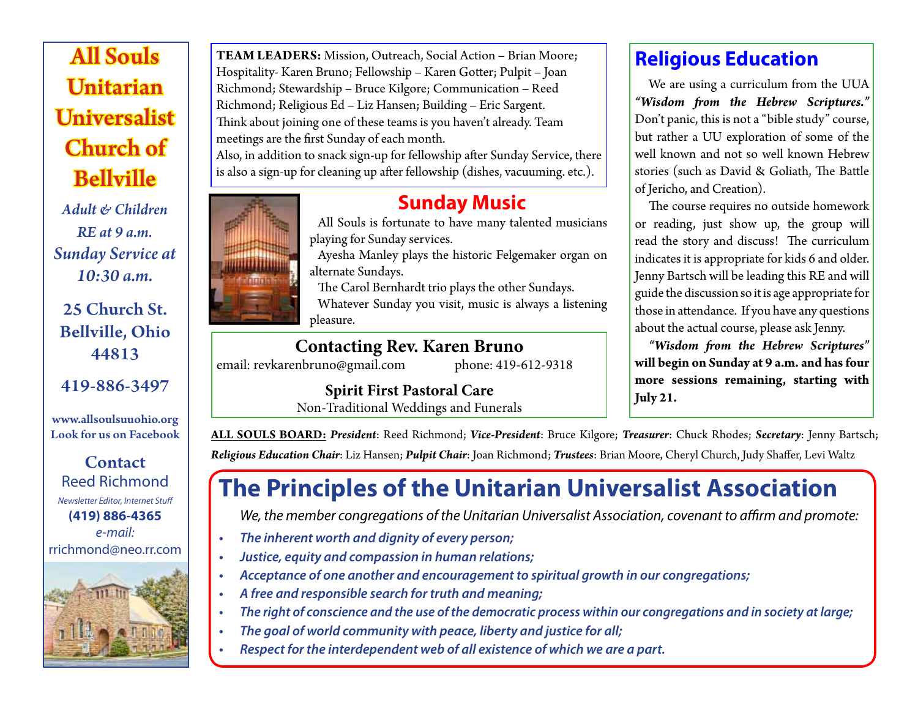# All Souls Unitarian Universalist Church of Bellville

*Adult & Children RE at 9 a.m.*

*Sunday Service at 10:30 a.m.*

**25 Church St.**
**Bellville, Ohio 44813**

**419-886-3497**

**www.allsoulsuuohio.org**
**Look for us on Facebook**

**Contact**
Reed Richmond
*Newsletter Editor, Internet Stuff*
**(419) 886-4365**
*e-mail:*
rrichmond@neo.rr.com

**TEAM LEADERS:** Mission, Outreach, Social Action – Brian Moore; Hospitality- Karen Bruno; Fellowship – Karen Gotter; Pulpit – Joan Richmond; Stewardship – Bruce Kilgore; Communication – Reed Richmond; Religious Ed – Liz Hansen; Building – Eric Sargent. Think about joining one of these teams is you haven't already. Team meetings are the first Sunday of each month.
Also, in addition to snack sign-up for fellowship after Sunday Service, there is also a sign-up for cleaning up after fellowship (dishes, vacuuming. etc.).

## Sunday Music

All Souls is fortunate to have many talented musicians playing for Sunday services.

Ayesha Manley plays the historic Felgemaker organ on alternate Sundays.

The Carol Bernhardt trio plays the other Sundays.

Whatever Sunday you visit, music is always a listening pleasure.

### Contacting Rev. Karen Bruno

email: revkarenbruno@gmail.com phone: 419-612-9318

**Spirit First Pastoral Care**
Non-Traditional Weddings and Funerals

## Religious Education

We are using a curriculum from the UUA ***"Wisdom from the Hebrew Scriptures."*** Don't panic, this is not a "bible study" course, but rather a UU exploration of some of the well known and not so well known Hebrew stories (such as David & Goliath, The Battle of Jericho, and Creation).

The course requires no outside homework or reading, just show up, the group will read the story and discuss! The curriculum indicates it is appropriate for kids 6 and older. Jenny Bartsch will be leading this RE and will guide the discussion so it is age appropriate for those in attendance. If you have any questions about the actual course, please ask Jenny.

***"Wisdom from the Hebrew Scriptures"*** **will begin on Sunday at 9 a.m. and has four more sessions remaining, starting with July 21.**

**ALL SOULS BOARD:** ***President***: Reed Richmond; ***Vice-President***: Bruce Kilgore; ***Treasurer***: Chuck Rhodes; ***Secretary***: Jenny Bartsch; ***Religious Education Chair***: Liz Hansen; ***Pulpit Chair***: Joan Richmond; ***Trustees***: Brian Moore, Cheryl Church, Judy Shaffer, Levi Waltz

## The Principles of the Unitarian Universalist Association

*We, the member congregations of the Unitarian Universalist Association, covenant to affirm and promote:*

- ***The inherent worth and dignity of every person;***
- ***Justice, equity and compassion in human relations;***
- ***Acceptance of one another and encouragement to spiritual growth in our congregations;***
- ***A free and responsible search for truth and meaning;***
- ***The right of conscience and the use of the democratic process within our congregations and in society at large;***
- ***The goal of world community with peace, liberty and justice for all;***
- ***Respect for the interdependent web of all existence of which we are a part.***